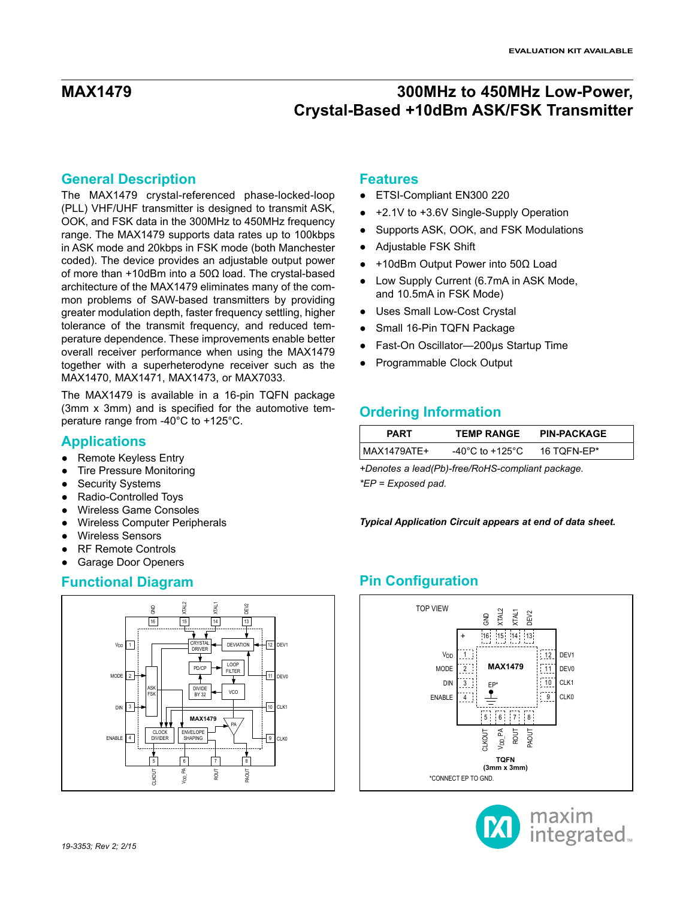EVALUATION KIT AVAILABLE

# MAX1479

# 300MHz to 450MHz Low-Power, Crystal-Based +10dBm ASK/FSK Transmitter

## General Description

The MAX1479 crystal-referenced phase-locked-loop (PLL) VHF/UHF transmitter is designed to transmit ASK, OOK, and FSK data in the 300MHz to 450MHz frequency range. The MAX1479 supports data rates up to 100kbps in ASK mode and 20kbps in FSK mode (both Manchester coded). The device provides an adjustable output power of more than +10dBm into a 50Ω load. The crystal-based architecture of the MAX1479 eliminates many of the common problems of SAW-based transmitters by providing greater modulation depth, faster frequency settling, higher tolerance of the transmit frequency, and reduced temperature dependence. These improvements enable better overall receiver performance when using the MAX1479 together with a superheterodyne receiver such as the MAX1470, MAX1471, MAX1473, or MAX7033.

The MAX1479 is available in a 16-pin TQFN package (3mm x 3mm) and is specified for the automotive temperature range from -40°C to +125°C.

## Applications

- Remote Keyless Entry
- Tire Pressure Monitoring
- Security Systems
- Radio-Controlled Toys
- Wireless Game Consoles
- Wireless Computer Peripherals
- Wireless Sensors
- RF Remote Controls
- Garage Door Openers

## Features

- ETSI-Compliant EN300 220
- +2.1V to +3.6V Single-Supply Operation
- Supports ASK, OOK, and FSK Modulations
- Adjustable FSK Shift
- +10dBm Output Power into 50Ω Load
- Low Supply Current (6.7mA in ASK Mode, and 10.5mA in FSK Mode)
- Uses Small Low-Cost Crystal
- Small 16-Pin TQFN Package
- Fast-On Oscillator—200µs Startup Time
- Programmable Clock Output

## Ordering Information

| PART | TEMP RANGE | PIN-PACKAGE |
|---|---|---|
| MAX1479ATE+ | -40°C to +125°C | 16 TQFN-EP* |

*+Denotes a lead(Pb)-free/RoHS-compliant package.*

*\*EP = Exposed pad.*

***Typical Application Circuit appears at end of data sheet.***

## Functional Diagram

## Pin Configuration

19-3353; Rev 2; 2/15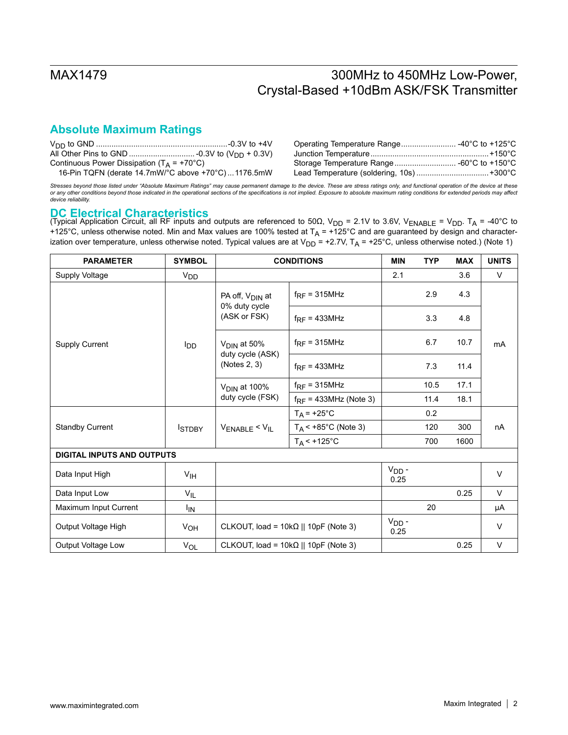## Absolute Maximum Ratings

$V_{DD}$ to GND ........................................................-0.3V to +4V
All Other Pins to GND ............................ -0.3V to ($V_{DD}$ + 0.3V)
Continuous Power Dissipation ($T_A$ = +70°C)
16-Pin TQFN (derate 14.7mW/°C above +70°C) ... 1176.5mW

Operating Temperature Range........................ -40°C to +125°C
Junction Temperature....................................................+150°C
Storage Temperature Range........................... -60°C to +150°C
Lead Temperature (soldering, 10s) ................................+300°C

*Stresses beyond those listed under "Absolute Maximum Ratings" may cause permanent damage to the device. These are stress ratings only, and functional operation of the device at these or any other conditions beyond those indicated in the operational sections of the specifications is not implied. Exposure to absolute maximum rating conditions for extended periods may affect device reliability.*

## DC Electrical Characteristics

(Typical Application Circuit, all RF inputs and outputs are referenced to 50Ω, $V_{DD}$ = 2.1V to 3.6V, $V_{ENABLE}$ = $V_{DD}$. $T_A$ = -40°C to +125°C, unless otherwise noted. Min and Max values are 100% tested at $T_A$ = +125°C and are guaranteed by design and characterization over temperature, unless otherwise noted. Typical values are at $V_{DD}$ = +2.7V, $T_A$ = +25°C, unless otherwise noted.) (Note 1)

| PARAMETER | SYMBOL | CONDITIONS | | MIN | TYP | MAX | UNITS |
|---|---|---|---|---|---|---|---|
| Supply Voltage | $V_{DD}$ | | | 2.1 | | 3.6 | V |
| Supply Current | $I_{DD}$ | PA off, $V_{DIN}$ at 0% duty cycle (ASK or FSK) | $f_{RF}$ = 315MHz | | 2.9 | 4.3 | mA |
| | | | $f_{RF}$ = 433MHz | | 3.3 | 4.8 | |
| | | $V_{DIN}$ at 50% duty cycle (ASK) (Notes 2, 3) | $f_{RF}$ = 315MHz | | 6.7 | 10.7 | |
| | | | $f_{RF}$ = 433MHz | | 7.3 | 11.4 | |
| | | $V_{DIN}$ at 100% duty cycle (FSK) | $f_{RF}$ = 315MHz | | 10.5 | 17.1 | |
| | | | $f_{RF}$ = 433MHz (Note 3) | | 11.4 | 18.1 | |
| Standby Current | $I_{STDBY}$ | $V_{ENABLE}$ < $V_{IL}$ | $T_A$ = +25°C | | 0.2 | | nA |
| | | | $T_A$ < +85°C (Note 3) | | 120 | 300 | |
| | | | $T_A$ < +125°C | | 700 | 1600 | |
| **DIGITAL INPUTS AND OUTPUTS** | | | | | | | |
| Data Input High | $V_{IH}$ | | | $V_{DD}$ - 0.25 | | | V |
| Data Input Low | $V_{IL}$ | | | | | 0.25 | V |
| Maximum Input Current | $I_{IN}$ | | | | 20 | | µA |
| Output Voltage High | $V_{OH}$ | CLKOUT, load = 10kΩ \|\| 10pF (Note 3) | | $V_{DD}$ - 0.25 | | | V |
| Output Voltage Low | $V_{OL}$ | CLKOUT, load = 10kΩ \|\| 10pF (Note 3) | | | | 0.25 | V |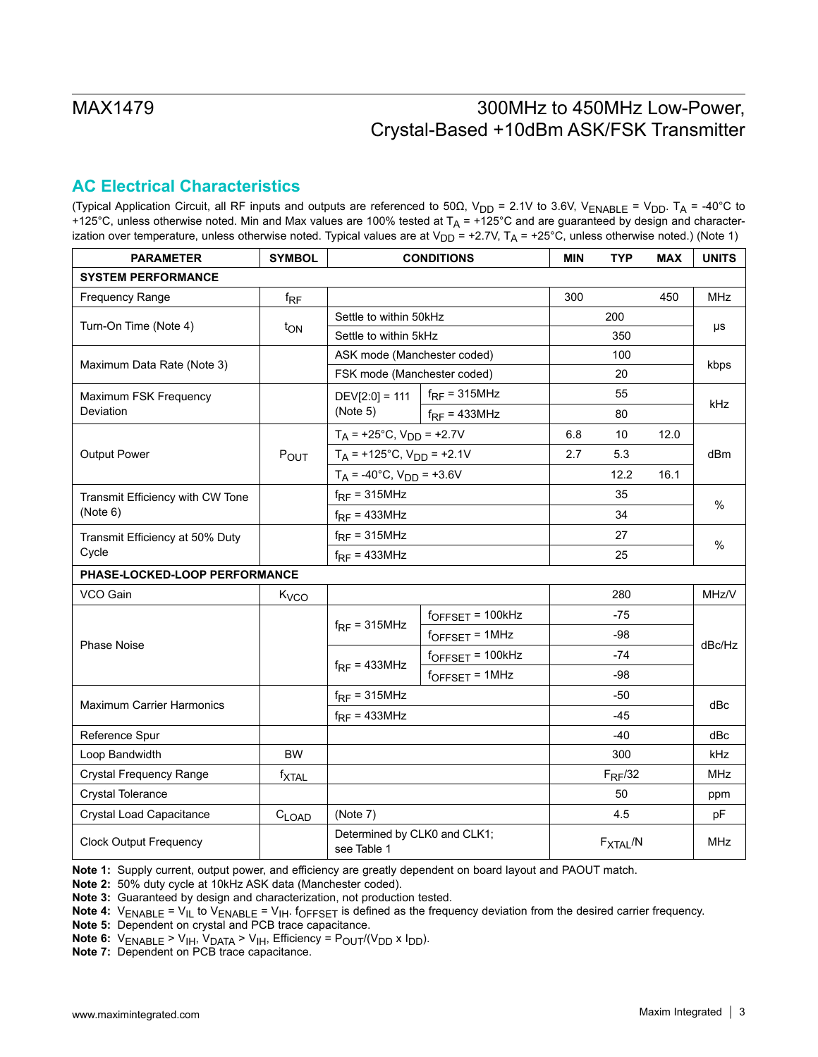## AC Electrical Characteristics

(Typical Application Circuit, all RF inputs and outputs are referenced to 50Ω, $V_{DD}$ = 2.1V to 3.6V, $V_{ENABLE}$ = $V_{DD}$. $T_A$ = -40°C to +125°C, unless otherwise noted. Min and Max values are 100% tested at $T_A$ = +125°C and are guaranteed by design and characterization over temperature, unless otherwise noted. Typical values are at $V_{DD}$ = +2.7V, $T_A$ = +25°C, unless otherwise noted.) (Note 1)

| PARAMETER | SYMBOL | CONDITIONS | | MIN | TYP | MAX | UNITS |
|---|---|---|---|---|---|---|---|
| **SYSTEM PERFORMANCE** | | | | | | | |
| Frequency Range | $f_{RF}$ | | | 300 | | 450 | MHz |
| Turn-On Time (Note 4) | $t_{ON}$ | Settle to within 50kHz | | | 200 | | µs |
| | | Settle to within 5kHz | | | 350 | | |
| Maximum Data Rate (Note 3) | | ASK mode (Manchester coded) | | | 100 | | kbps |
| | | FSK mode (Manchester coded) | | | 20 | | |
| Maximum FSK Frequency Deviation | | DEV[2:0] = 111 (Note 5) | $f_{RF}$ = 315MHz | | 55 | | kHz |
| | | | $f_{RF}$ = 433MHz | | 80 | | |
| Output Power | $P_{OUT}$ | $T_A$ = +25°C, $V_{DD}$ = +2.7V | | 6.8 | 10 | 12.0 | dBm |
| | | $T_A$ = +125°C, $V_{DD}$ = +2.1V | | 2.7 | 5.3 | | |
| | | $T_A$ = -40°C, $V_{DD}$ = +3.6V | | | 12.2 | 16.1 | |
| Transmit Efficiency with CW Tone (Note 6) | | $f_{RF}$ = 315MHz | | | 35 | | % |
| | | $f_{RF}$ = 433MHz | | | 34 | | |
| Transmit Efficiency at 50% Duty Cycle | | $f_{RF}$ = 315MHz | | | 27 | | % |
| | | $f_{RF}$ = 433MHz | | | 25 | | |
| **PHASE-LOCKED-LOOP PERFORMANCE** | | | | | | | |
| VCO Gain | $K_{VCO}$ | | | | 280 | | MHz/V |
| Phase Noise | | $f_{RF}$ = 315MHz | $f_{OFFSET}$ = 100kHz | | -75 | | dBc/Hz |
| | | | $f_{OFFSET}$ = 1MHz | | -98 | | |
| | | $f_{RF}$ = 433MHz | $f_{OFFSET}$ = 100kHz | | -74 | | |
| | | | $f_{OFFSET}$ = 1MHz | | -98 | | |
| Maximum Carrier Harmonics | | $f_{RF}$ = 315MHz | | | -50 | | dBc |
| | | $f_{RF}$ = 433MHz | | | -45 | | |
| Reference Spur | | | | | -40 | | dBc |
| Loop Bandwidth | BW | | | | 300 | | kHz |
| Crystal Frequency Range | $f_{XTAL}$ | | | | $F_{RF}$/32 | | MHz |
| Crystal Tolerance | | | | | 50 | | ppm |
| Crystal Load Capacitance | $C_{LOAD}$ | (Note 7) | | | 4.5 | | pF |
| Clock Output Frequency | | Determined by CLK0 and CLK1; see Table 1 | | | $F_{XTAL}$/N | | MHz |

**Note 1:** Supply current, output power, and efficiency are greatly dependent on board layout and PAOUT match.
**Note 2:** 50% duty cycle at 10kHz ASK data (Manchester coded).
**Note 3:** Guaranteed by design and characterization, not production tested.
**Note 4:** $V_{ENABLE}$ = $V_{IL}$ to $V_{ENABLE}$ = $V_{IH}$. $f_{OFFSET}$ is defined as the frequency deviation from the desired carrier frequency.
**Note 5:** Dependent on crystal and PCB trace capacitance.
**Note 6:** $V_{ENABLE}$ > $V_{IH}$, $V_{DATA}$ > $V_{IH}$, Efficiency = $P_{OUT}/(V_{DD} \times I_{DD})$.
**Note 7:** Dependent on PCB trace capacitance.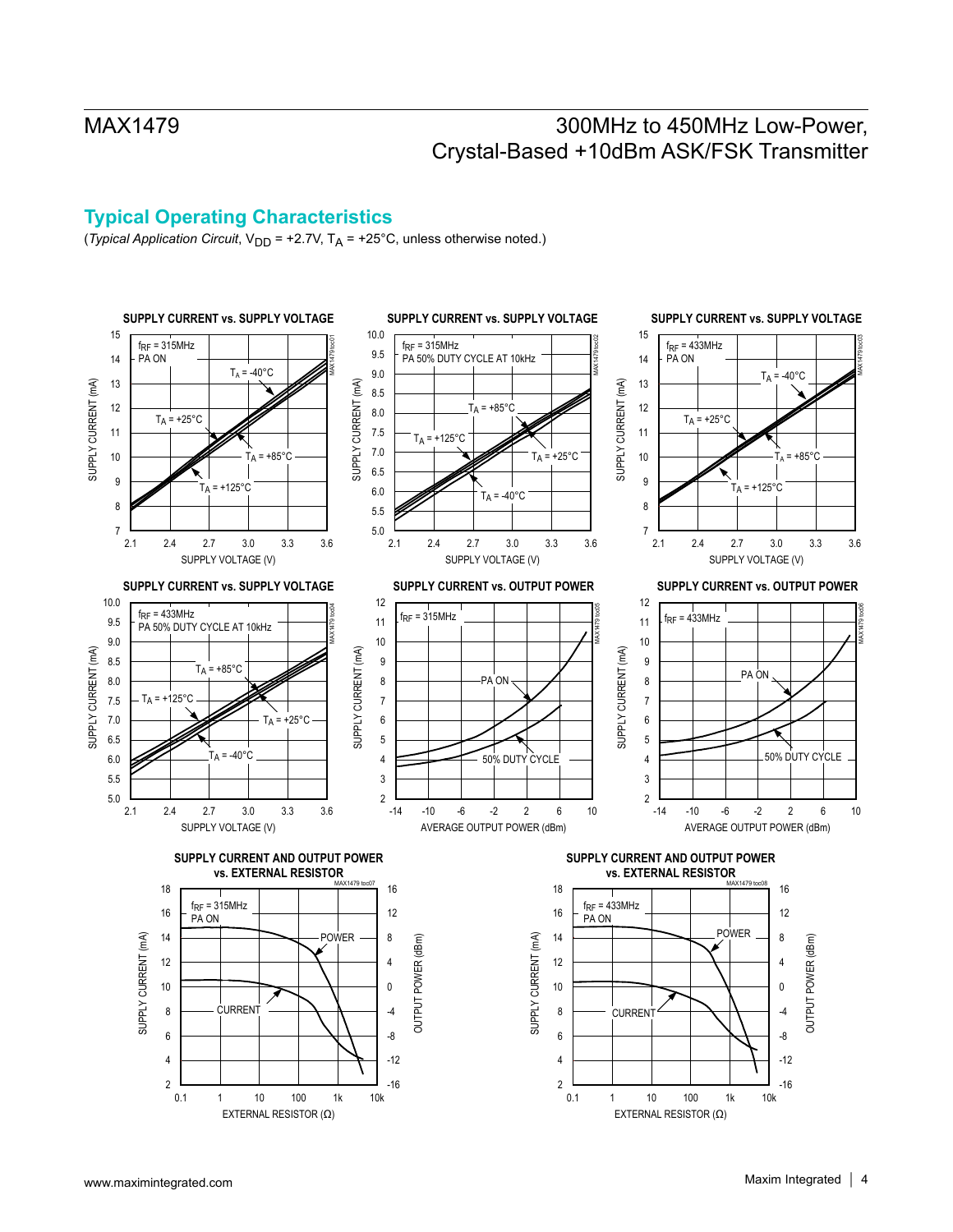## Typical Operating Characteristics

(*Typical Application Circuit*, $V_{DD}$ = +2.7V, $T_A$ = +25°C, unless otherwise noted.)

**SUPPLY CURRENT vs. SUPPLY VOLTAGE** ($f_{RF}$ = 315MHz, PA ON)

**SUPPLY CURRENT vs. SUPPLY VOLTAGE** ($f_{RF}$ = 315MHz, PA 50% DUTY CYCLE AT 10kHz)

**SUPPLY CURRENT vs. SUPPLY VOLTAGE** ($f_{RF}$ = 433MHz, PA ON)

**SUPPLY CURRENT vs. SUPPLY VOLTAGE** ($f_{RF}$ = 433MHz, PA 50% DUTY CYCLE AT 10kHz)

**SUPPLY CURRENT vs. OUTPUT POWER** ($f_{RF}$ = 315MHz)

**SUPPLY CURRENT vs. OUTPUT POWER** ($f_{RF}$ = 433MHz)

**SUPPLY CURRENT AND OUTPUT POWER vs. EXTERNAL RESISTOR** ($f_{RF}$ = 315MHz, PA ON)

**SUPPLY CURRENT AND OUTPUT POWER vs. EXTERNAL RESISTOR** ($f_{RF}$ = 433MHz, PA ON)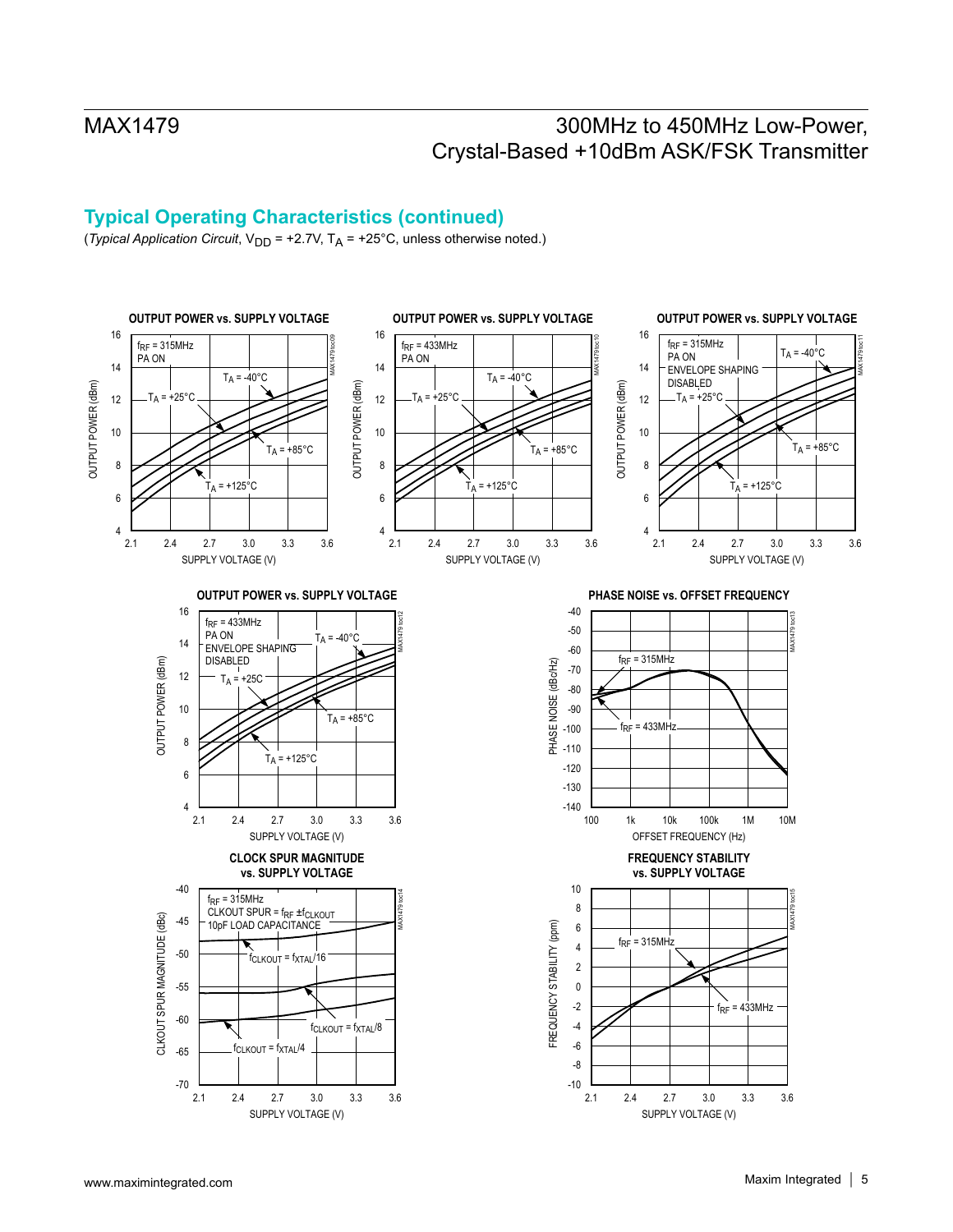## Typical Operating Characteristics (continued)

(*Typical Application Circuit*, $V_{DD}$ = +2.7V, $T_A$ = +25°C, unless otherwise noted.)

**OUTPUT POWER vs. SUPPLY VOLTAGE**

$f_{RF}$ = 315MHz
PA ON

**OUTPUT POWER vs. SUPPLY VOLTAGE**

$f_{RF}$ = 433MHz
PA ON

**OUTPUT POWER vs. SUPPLY VOLTAGE**

$f_{RF}$ = 315MHz
PA ON
ENVELOPE SHAPING DISABLED

**OUTPUT POWER vs. SUPPLY VOLTAGE**

$f_{RF}$ = 433MHz
PA ON
ENVELOPE SHAPING DISABLED

**PHASE NOISE vs. OFFSET FREQUENCY**

**CLOCK SPUR MAGNITUDE vs. SUPPLY VOLTAGE**

$f_{RF}$ = 315MHz
CLKOUT SPUR = $f_{RF}$ ±$f_{CLKOUT}$
10pF LOAD CAPACITANCE

**FREQUENCY STABILITY vs. SUPPLY VOLTAGE**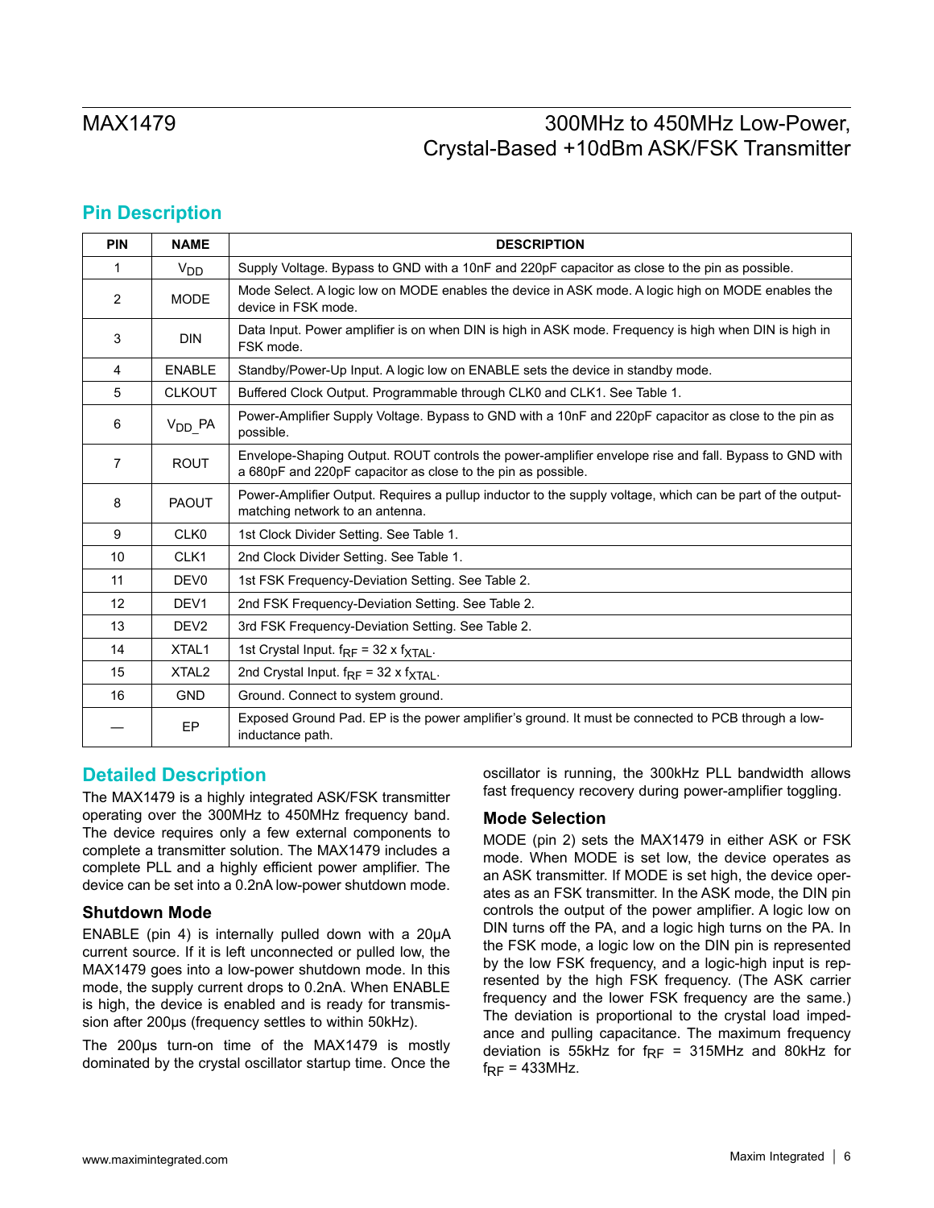## Pin Description

| PIN | NAME | DESCRIPTION |
|---|---|---|
| 1 | $V_{DD}$ | Supply Voltage. Bypass to GND with a 10nF and 220pF capacitor as close to the pin as possible. |
| 2 | MODE | Mode Select. A logic low on MODE enables the device in ASK mode. A logic high on MODE enables the device in FSK mode. |
| 3 | DIN | Data Input. Power amplifier is on when DIN is high in ASK mode. Frequency is high when DIN is high in FSK mode. |
| 4 | ENABLE | Standby/Power-Up Input. A logic low on ENABLE sets the device in standby mode. |
| 5 | CLKOUT | Buffered Clock Output. Programmable through CLK0 and CLK1. See Table 1. |
| 6 | $V_{DD\_}$PA | Power-Amplifier Supply Voltage. Bypass to GND with a 10nF and 220pF capacitor as close to the pin as possible. |
| 7 | ROUT | Envelope-Shaping Output. ROUT controls the power-amplifier envelope rise and fall. Bypass to GND with a 680pF and 220pF capacitor as close to the pin as possible. |
| 8 | PAOUT | Power-Amplifier Output. Requires a pullup inductor to the supply voltage, which can be part of the output-matching network to an antenna. |
| 9 | CLK0 | 1st Clock Divider Setting. See Table 1. |
| 10 | CLK1 | 2nd Clock Divider Setting. See Table 1. |
| 11 | DEV0 | 1st FSK Frequency-Deviation Setting. See Table 2. |
| 12 | DEV1 | 2nd FSK Frequency-Deviation Setting. See Table 2. |
| 13 | DEV2 | 3rd FSK Frequency-Deviation Setting. See Table 2. |
| 14 | XTAL1 | 1st Crystal Input. $f_{RF} = 32 \times f_{XTAL}$. |
| 15 | XTAL2 | 2nd Crystal Input. $f_{RF} = 32 \times f_{XTAL}$. |
| 16 | GND | Ground. Connect to system ground. |
| — | EP | Exposed Ground Pad. EP is the power amplifier's ground. It must be connected to PCB through a low-inductance path. |

## Detailed Description

The MAX1479 is a highly integrated ASK/FSK transmitter operating over the 300MHz to 450MHz frequency band. The device requires only a few external components to complete a transmitter solution. The MAX1479 includes a complete PLL and a highly efficient power amplifier. The device can be set into a 0.2nA low-power shutdown mode.

### Shutdown Mode

ENABLE (pin 4) is internally pulled down with a 20µA current source. If it is left unconnected or pulled low, the MAX1479 goes into a low-power shutdown mode. In this mode, the supply current drops to 0.2nA. When ENABLE is high, the device is enabled and is ready for transmission after 200µs (frequency settles to within 50kHz).

The 200µs turn-on time of the MAX1479 is mostly dominated by the crystal oscillator startup time. Once the oscillator is running, the 300kHz PLL bandwidth allows fast frequency recovery during power-amplifier toggling.

### Mode Selection

MODE (pin 2) sets the MAX1479 in either ASK or FSK mode. When MODE is set low, the device operates as an ASK transmitter. If MODE is set high, the device operates as an FSK transmitter. In the ASK mode, the DIN pin controls the output of the power amplifier. A logic low on DIN turns off the PA, and a logic high turns on the PA. In the FSK mode, a logic low on the DIN pin is represented by the low FSK frequency, and a logic-high input is represented by the high FSK frequency. (The ASK carrier frequency and the lower FSK frequency are the same.) The deviation is proportional to the crystal load impedance and pulling capacitance. The maximum frequency deviation is 55kHz for $f_{RF}$ = 315MHz and 80kHz for $f_{RF}$ = 433MHz.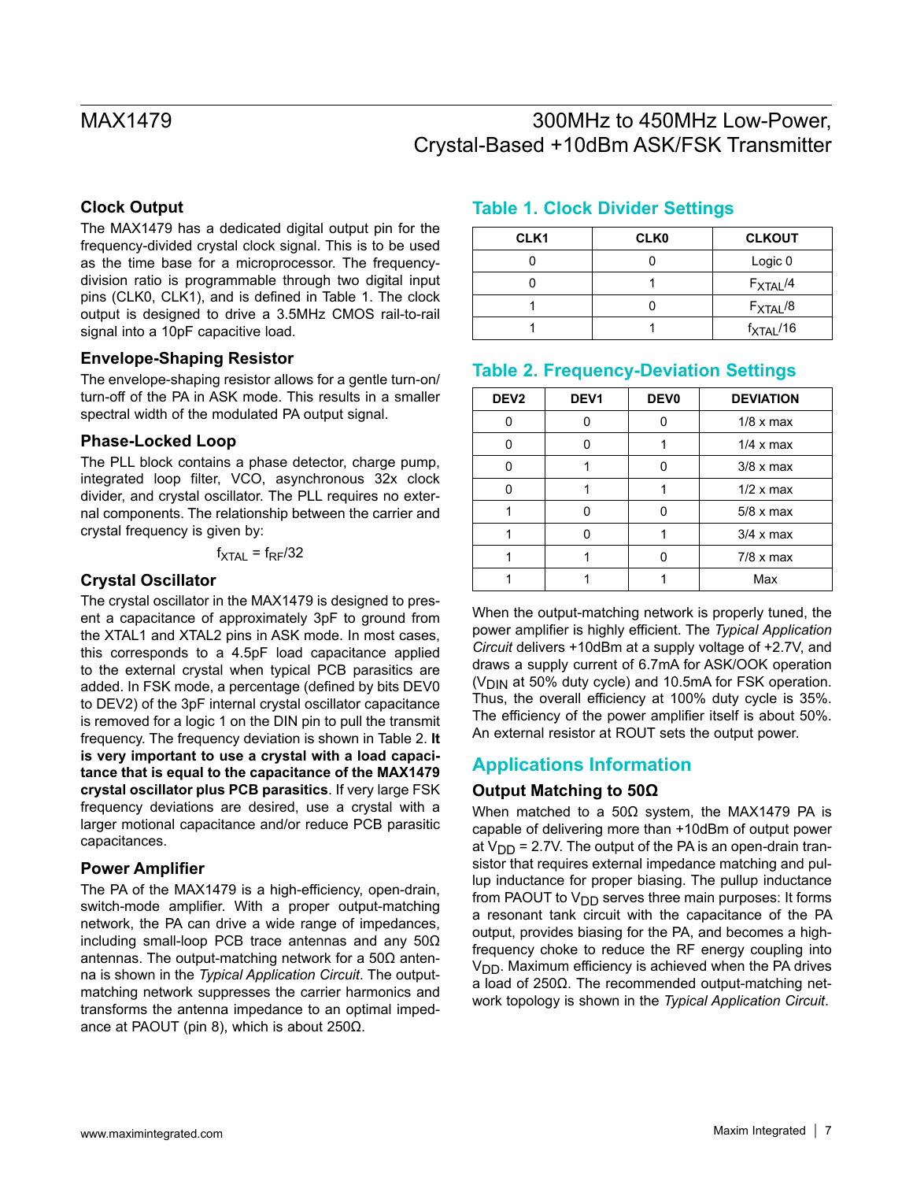### Clock Output

The MAX1479 has a dedicated digital output pin for the frequency-divided crystal clock signal. This is to be used as the time base for a microprocessor. The frequency-division ratio is programmable through two digital input pins (CLK0, CLK1), and is defined in Table 1. The clock output is designed to drive a 3.5MHz CMOS rail-to-rail signal into a 10pF capacitive load.

### Envelope-Shaping Resistor

The envelope-shaping resistor allows for a gentle turn-on/turn-off of the PA in ASK mode. This results in a smaller spectral width of the modulated PA output signal.

### Phase-Locked Loop

The PLL block contains a phase detector, charge pump, integrated loop filter, VCO, asynchronous 32x clock divider, and crystal oscillator. The PLL requires no external components. The relationship between the carrier and crystal frequency is given by:

$$f_{XTAL} = f_{RF}/32$$

### Crystal Oscillator

The crystal oscillator in the MAX1479 is designed to present a capacitance of approximately 3pF to ground from the XTAL1 and XTAL2 pins in ASK mode. In most cases, this corresponds to a 4.5pF load capacitance applied to the external crystal when typical PCB parasitics are added. In FSK mode, a percentage (defined by bits DEV0 to DEV2) of the 3pF internal crystal oscillator capacitance is removed for a logic 1 on the DIN pin to pull the transmit frequency. The frequency deviation is shown in Table 2. **It is very important to use a crystal with a load capacitance that is equal to the capacitance of the MAX1479 crystal oscillator plus PCB parasitics**. If very large FSK frequency deviations are desired, use a crystal with a larger motional capacitance and/or reduce PCB parasitic capacitances.

### Power Amplifier

The PA of the MAX1479 is a high-efficiency, open-drain, switch-mode amplifier. With a proper output-matching network, the PA can drive a wide range of impedances, including small-loop PCB trace antennas and any 50Ω antennas. The output-matching network for a 50Ω antenna is shown in the *Typical Application Circuit*. The output-matching network suppresses the carrier harmonics and transforms the antenna impedance to an optimal impedance at PAOUT (pin 8), which is about 250Ω.

## Table 1. Clock Divider Settings

| CLK1 | CLK0 | CLKOUT |
|---|---|---|
| 0 | 0 | Logic 0 |
| 0 | 1 | $F_{XTAL}/4$ |
| 1 | 0 | $F_{XTAL}/8$ |
| 1 | 1 | $f_{XTAL}/16$ |

## Table 2. Frequency-Deviation Settings

| DEV2 | DEV1 | DEV0 | DEVIATION |
|---|---|---|---|
| 0 | 0 | 0 | 1/8 x max |
| 0 | 0 | 1 | 1/4 x max |
| 0 | 1 | 0 | 3/8 x max |
| 0 | 1 | 1 | 1/2 x max |
| 1 | 0 | 0 | 5/8 x max |
| 1 | 0 | 1 | 3/4 x max |
| 1 | 1 | 0 | 7/8 x max |
| 1 | 1 | 1 | Max |

When the output-matching network is properly tuned, the power amplifier is highly efficient. The *Typical Application Circuit* delivers +10dBm at a supply voltage of +2.7V, and draws a supply current of 6.7mA for ASK/OOK operation ($V_{DIN}$ at 50% duty cycle) and 10.5mA for FSK operation. Thus, the overall efficiency at 100% duty cycle is 35%. The efficiency of the power amplifier itself is about 50%. An external resistor at ROUT sets the output power.

## Applications Information

### Output Matching to 50Ω

When matched to a 50Ω system, the MAX1479 PA is capable of delivering more than +10dBm of output power at $V_{DD}$ = 2.7V. The output of the PA is an open-drain transistor that requires external impedance matching and pullup inductance for proper biasing. The pullup inductance from PAOUT to $V_{DD}$ serves three main purposes: It forms a resonant tank circuit with the capacitance of the PA output, provides biasing for the PA, and becomes a high-frequency choke to reduce the RF energy coupling into $V_{DD}$. Maximum efficiency is achieved when the PA drives a load of 250Ω. The recommended output-matching network topology is shown in the *Typical Application Circuit*.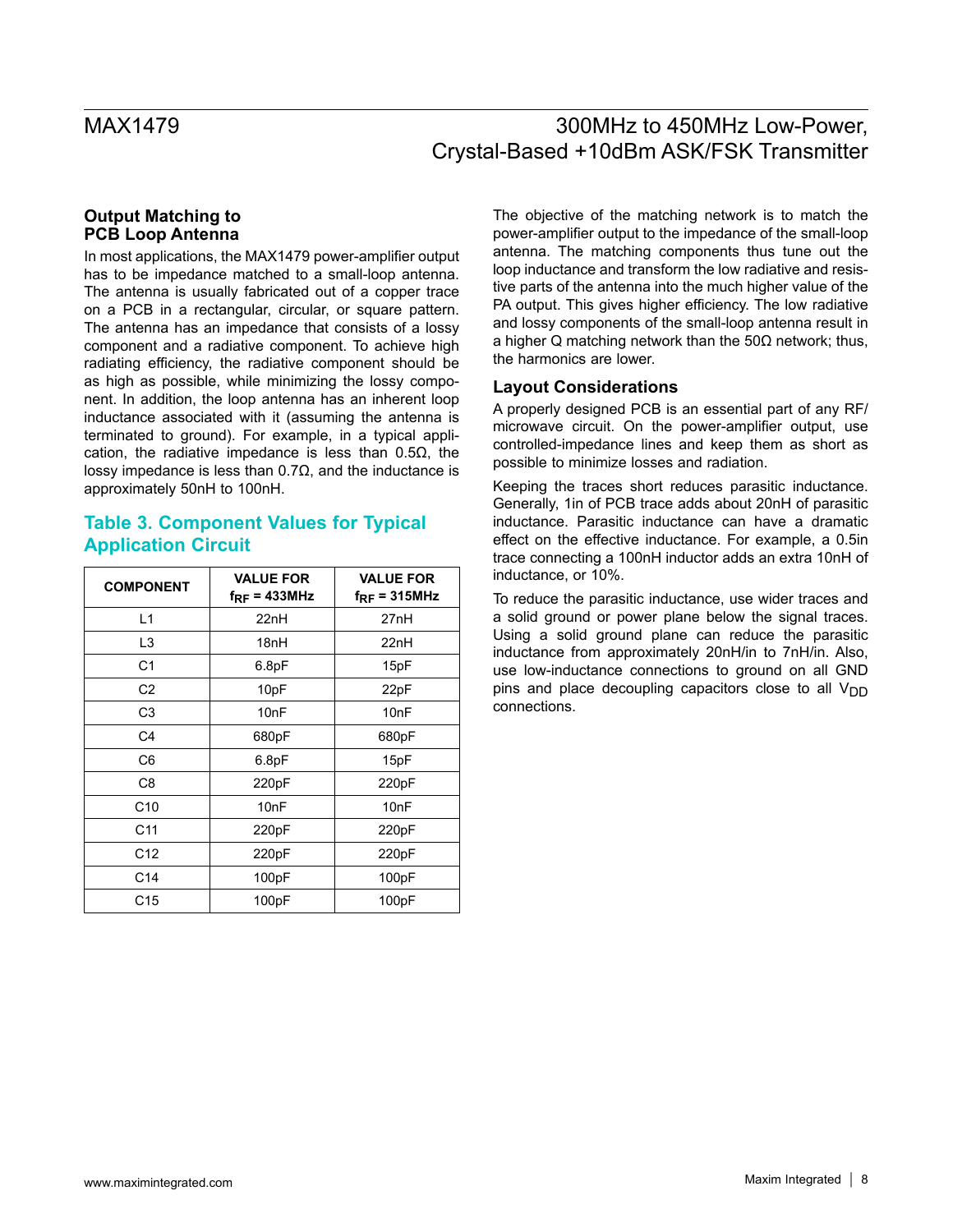### Output Matching to PCB Loop Antenna

In most applications, the MAX1479 power-amplifier output has to be impedance matched to a small-loop antenna. The antenna is usually fabricated out of a copper trace on a PCB in a rectangular, circular, or square pattern. The antenna has an impedance that consists of a lossy component and a radiative component. To achieve high radiating efficiency, the radiative component should be as high as possible, while minimizing the lossy component. In addition, the loop antenna has an inherent loop inductance associated with it (assuming the antenna is terminated to ground). For example, in a typical application, the radiative impedance is less than 0.5Ω, the lossy impedance is less than 0.7Ω, and the inductance is approximately 50nH to 100nH.

### Table 3. Component Values for Typical Application Circuit

| COMPONENT | VALUE FOR $f_{RF}$ = 433MHz | VALUE FOR $f_{RF}$ = 315MHz |
|---|---|---|
| L1 | 22nH | 27nH |
| L3 | 18nH | 22nH |
| C1 | 6.8pF | 15pF |
| C2 | 10pF | 22pF |
| C3 | 10nF | 10nF |
| C4 | 680pF | 680pF |
| C6 | 6.8pF | 15pF |
| C8 | 220pF | 220pF |
| C10 | 10nF | 10nF |
| C11 | 220pF | 220pF |
| C12 | 220pF | 220pF |
| C14 | 100pF | 100pF |
| C15 | 100pF | 100pF |

The objective of the matching network is to match the power-amplifier output to the impedance of the small-loop antenna. The matching components thus tune out the loop inductance and transform the low radiative and resistive parts of the antenna into the much higher value of the PA output. This gives higher efficiency. The low radiative and lossy components of the small-loop antenna result in a higher Q matching network than the 50Ω network; thus, the harmonics are lower.

### Layout Considerations

A properly designed PCB is an essential part of any RF/microwave circuit. On the power-amplifier output, use controlled-impedance lines and keep them as short as possible to minimize losses and radiation.

Keeping the traces short reduces parasitic inductance. Generally, 1in of PCB trace adds about 20nH of parasitic inductance. Parasitic inductance can have a dramatic effect on the effective inductance. For example, a 0.5in trace connecting a 100nH inductor adds an extra 10nH of inductance, or 10%.

To reduce the parasitic inductance, use wider traces and a solid ground or power plane below the signal traces. Using a solid ground plane can reduce the parasitic inductance from approximately 20nH/in to 7nH/in. Also, use low-inductance connections to ground on all GND pins and place decoupling capacitors close to all $V_{DD}$ connections.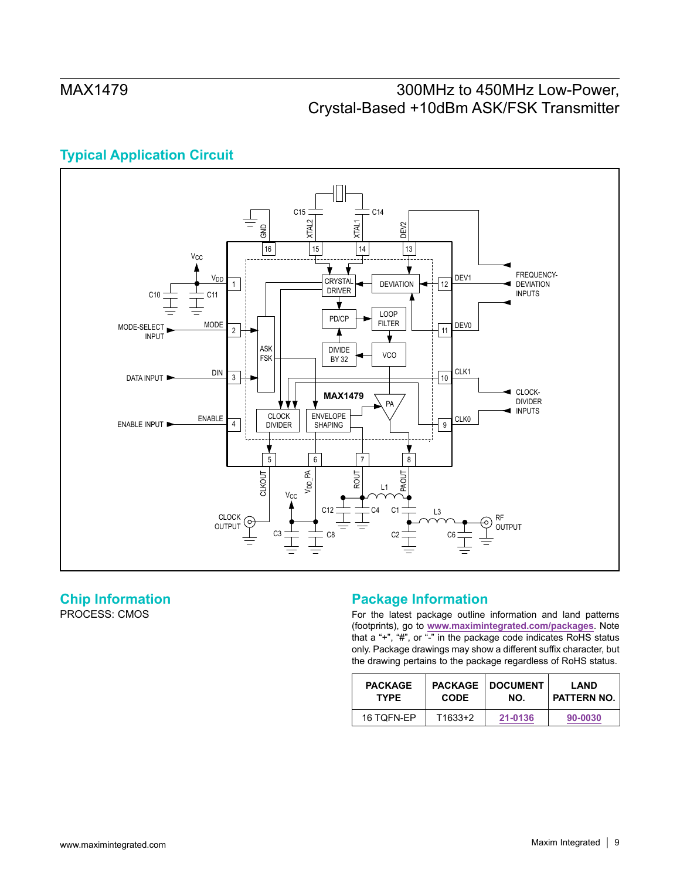## Typical Application Circuit

## Chip Information

PROCESS: CMOS

## Package Information

For the latest package outline information and land patterns (footprints), go to **www.maximintegrated.com/packages**. Note that a "+", "#", or "-" in the package code indicates RoHS status only. Package drawings may show a different suffix character, but the drawing pertains to the package regardless of RoHS status.

| PACKAGE TYPE | PACKAGE CODE | DOCUMENT NO. | LAND PATTERN NO. |
|---|---|---|---|
| 16 TQFN-EP | T1633+2 | 21-0136 | 90-0030 |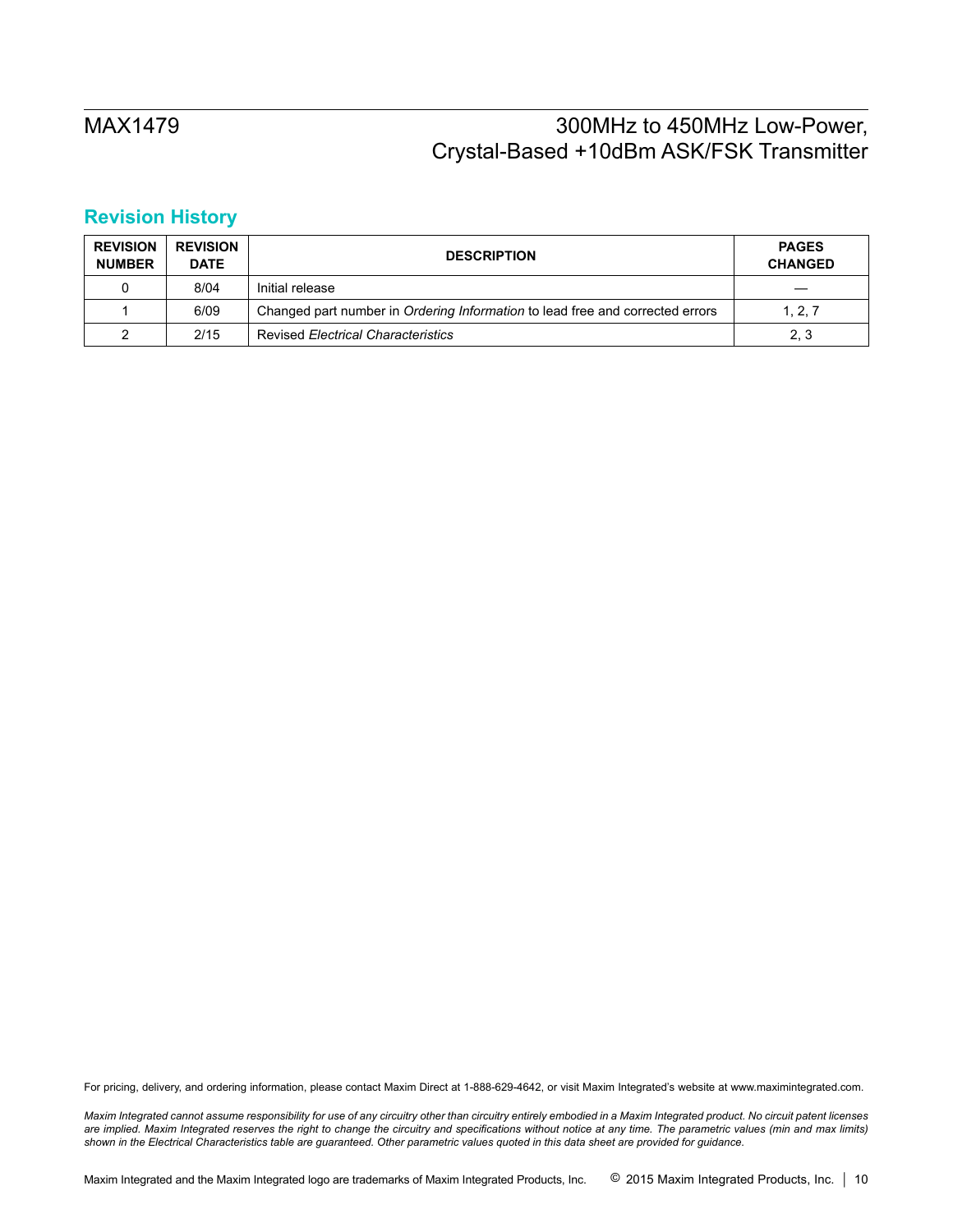## Revision History

| REVISION NUMBER | REVISION DATE | DESCRIPTION | PAGES CHANGED |
|---|---|---|---|
| 0 | 8/04 | Initial release | — |
| 1 | 6/09 | Changed part number in *Ordering Information* to lead free and corrected errors | 1, 2, 7 |
| 2 | 2/15 | Revised *Electrical Characteristics* | 2, 3 |

For pricing, delivery, and ordering information, please contact Maxim Direct at 1-888-629-4642, or visit Maxim Integrated's website at www.maximintegrated.com.

*Maxim Integrated cannot assume responsibility for use of any circuitry other than circuitry entirely embodied in a Maxim Integrated product. No circuit patent licenses are implied. Maxim Integrated reserves the right to change the circuitry and specifications without notice at any time. The parametric values (min and max limits) shown in the Electrical Characteristics table are guaranteed. Other parametric values quoted in this data sheet are provided for guidance.*

Maxim Integrated and the Maxim Integrated logo are trademarks of Maxim Integrated Products, Inc. © 2015 Maxim Integrated Products, Inc.